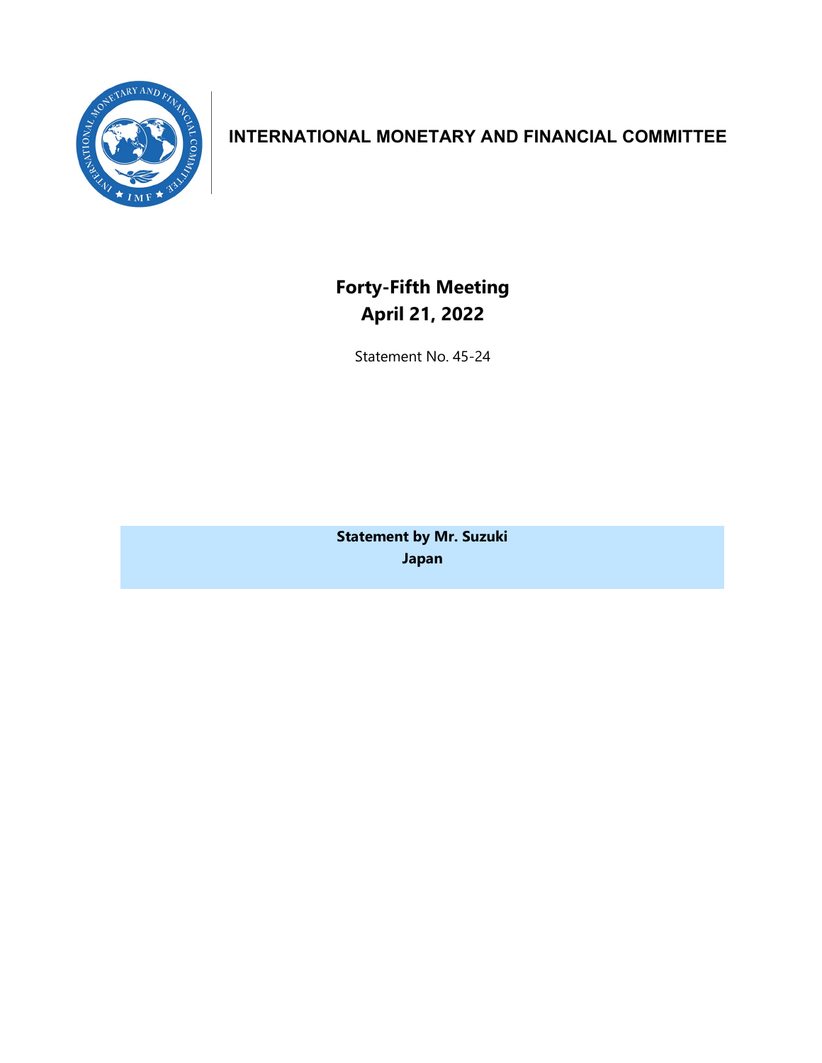# INTERNATIONAL MONETARY AND FINANCIAL COMMITTEE

## Forty-Fifth Meeting
## April 21, 2022

Statement No. 45-24

**Statement by Mr. Suzuki**
**Japan**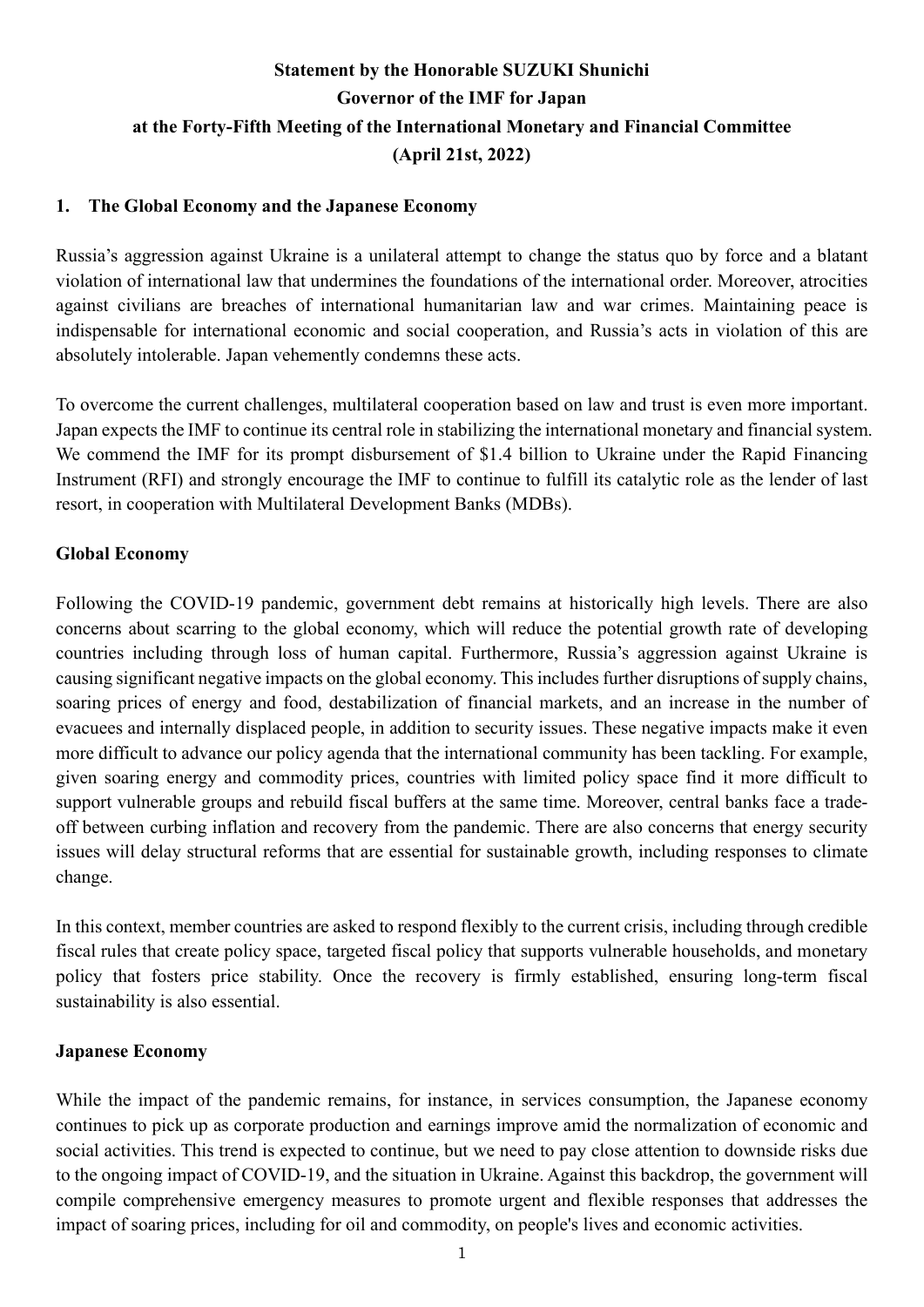**Statement by the Honorable SUZUKI Shunichi**
**Governor of the IMF for Japan**
**at the Forty-Fifth Meeting of the International Monetary and Financial Committee**
**(April 21st, 2022)**

## 1. The Global Economy and the Japanese Economy

Russia's aggression against Ukraine is a unilateral attempt to change the status quo by force and a blatant violation of international law that undermines the foundations of the international order. Moreover, atrocities against civilians are breaches of international humanitarian law and war crimes. Maintaining peace is indispensable for international economic and social cooperation, and Russia's acts in violation of this are absolutely intolerable. Japan vehemently condemns these acts.

To overcome the current challenges, multilateral cooperation based on law and trust is even more important. Japan expects the IMF to continue its central role in stabilizing the international monetary and financial system. We commend the IMF for its prompt disbursement of $1.4 billion to Ukraine under the Rapid Financing Instrument (RFI) and strongly encourage the IMF to continue to fulfill its catalytic role as the lender of last resort, in cooperation with Multilateral Development Banks (MDBs).

### Global Economy

Following the COVID-19 pandemic, government debt remains at historically high levels. There are also concerns about scarring to the global economy, which will reduce the potential growth rate of developing countries including through loss of human capital. Furthermore, Russia's aggression against Ukraine is causing significant negative impacts on the global economy. This includes further disruptions of supply chains, soaring prices of energy and food, destabilization of financial markets, and an increase in the number of evacuees and internally displaced people, in addition to security issues. These negative impacts make it even more difficult to advance our policy agenda that the international community has been tackling. For example, given soaring energy and commodity prices, countries with limited policy space find it more difficult to support vulnerable groups and rebuild fiscal buffers at the same time. Moreover, central banks face a trade-off between curbing inflation and recovery from the pandemic. There are also concerns that energy security issues will delay structural reforms that are essential for sustainable growth, including responses to climate change.

In this context, member countries are asked to respond flexibly to the current crisis, including through credible fiscal rules that create policy space, targeted fiscal policy that supports vulnerable households, and monetary policy that fosters price stability. Once the recovery is firmly established, ensuring long-term fiscal sustainability is also essential.

### Japanese Economy

While the impact of the pandemic remains, for instance, in services consumption, the Japanese economy continues to pick up as corporate production and earnings improve amid the normalization of economic and social activities. This trend is expected to continue, but we need to pay close attention to downside risks due to the ongoing impact of COVID-19, and the situation in Ukraine. Against this backdrop, the government will compile comprehensive emergency measures to promote urgent and flexible responses that addresses the impact of soaring prices, including for oil and commodity, on people's lives and economic activities.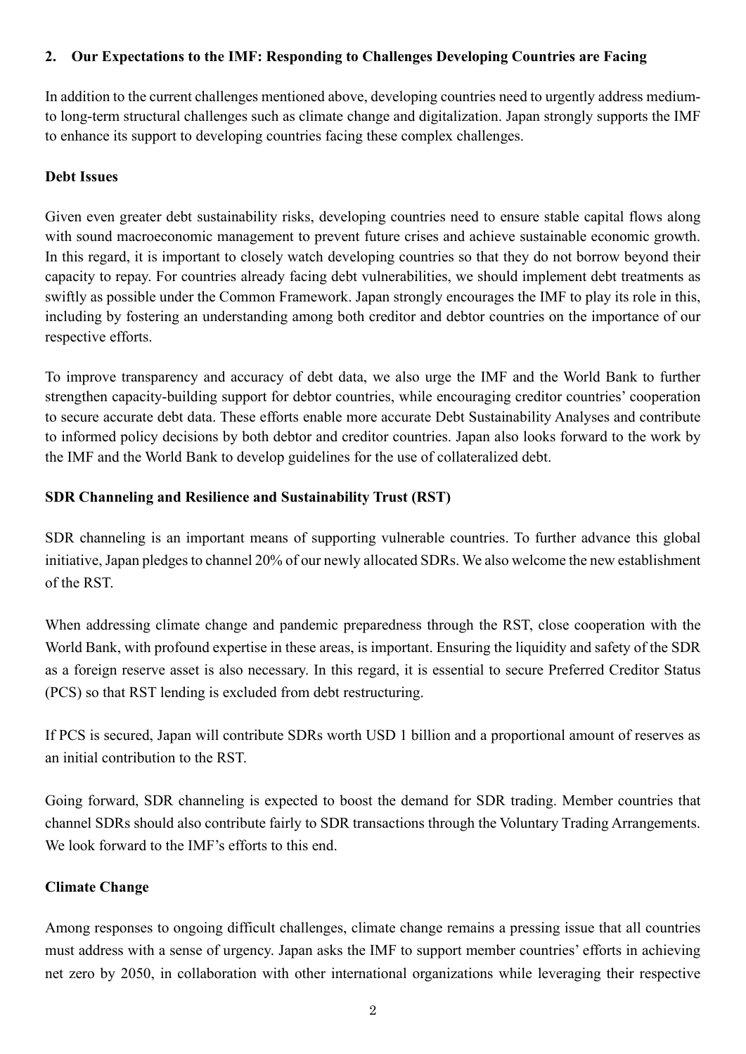## 2. Our Expectations to the IMF: Responding to Challenges Developing Countries are Facing

In addition to the current challenges mentioned above, developing countries need to urgently address medium- to long-term structural challenges such as climate change and digitalization. Japan strongly supports the IMF to enhance its support to developing countries facing these complex challenges.

### Debt Issues

Given even greater debt sustainability risks, developing countries need to ensure stable capital flows along with sound macroeconomic management to prevent future crises and achieve sustainable economic growth. In this regard, it is important to closely watch developing countries so that they do not borrow beyond their capacity to repay. For countries already facing debt vulnerabilities, we should implement debt treatments as swiftly as possible under the Common Framework. Japan strongly encourages the IMF to play its role in this, including by fostering an understanding among both creditor and debtor countries on the importance of our respective efforts.

To improve transparency and accuracy of debt data, we also urge the IMF and the World Bank to further strengthen capacity-building support for debtor countries, while encouraging creditor countries' cooperation to secure accurate debt data. These efforts enable more accurate Debt Sustainability Analyses and contribute to informed policy decisions by both debtor and creditor countries. Japan also looks forward to the work by the IMF and the World Bank to develop guidelines for the use of collateralized debt.

### SDR Channeling and Resilience and Sustainability Trust (RST)

SDR channeling is an important means of supporting vulnerable countries. To further advance this global initiative, Japan pledges to channel 20% of our newly allocated SDRs. We also welcome the new establishment of the RST.

When addressing climate change and pandemic preparedness through the RST, close cooperation with the World Bank, with profound expertise in these areas, is important. Ensuring the liquidity and safety of the SDR as a foreign reserve asset is also necessary. In this regard, it is essential to secure Preferred Creditor Status (PCS) so that RST lending is excluded from debt restructuring.

If PCS is secured, Japan will contribute SDRs worth USD 1 billion and a proportional amount of reserves as an initial contribution to the RST.

Going forward, SDR channeling is expected to boost the demand for SDR trading. Member countries that channel SDRs should also contribute fairly to SDR transactions through the Voluntary Trading Arrangements. We look forward to the IMF's efforts to this end.

### Climate Change

Among responses to ongoing difficult challenges, climate change remains a pressing issue that all countries must address with a sense of urgency. Japan asks the IMF to support member countries' efforts in achieving net zero by 2050, in collaboration with other international organizations while leveraging their respective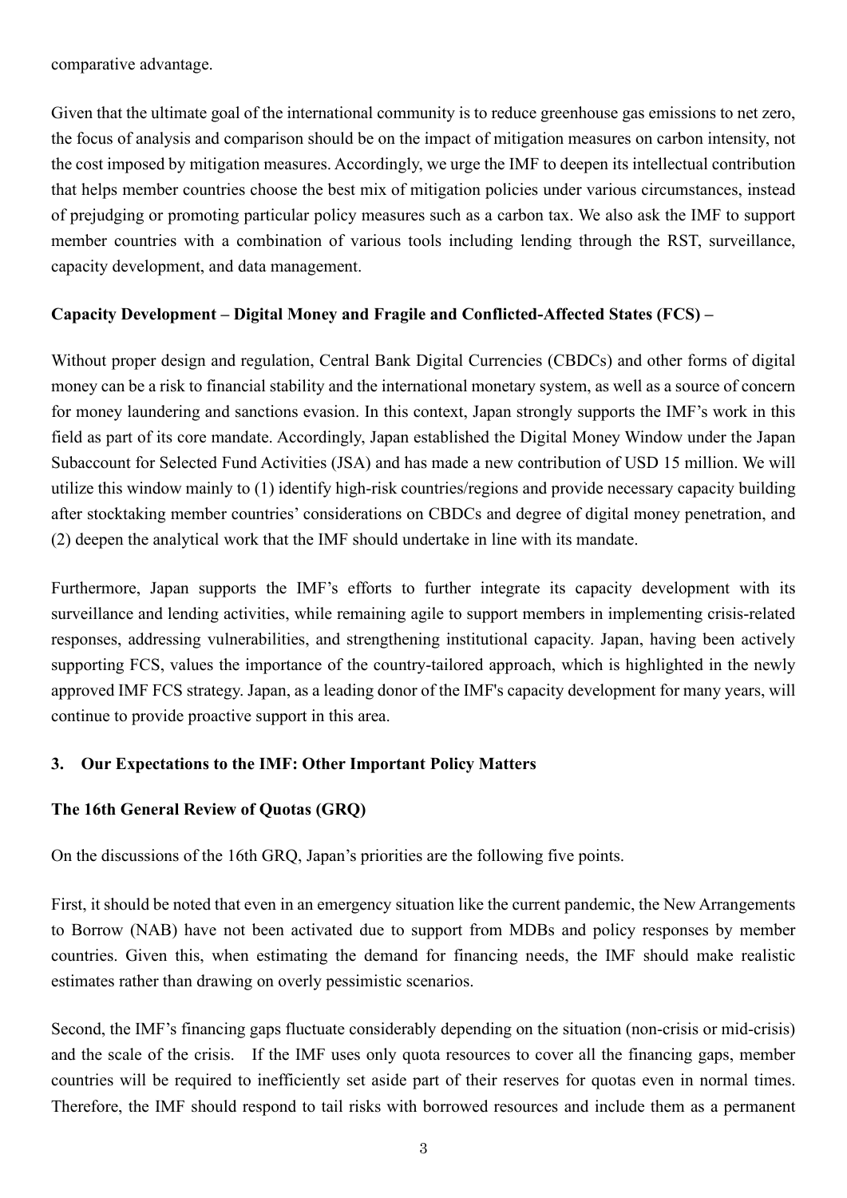comparative advantage.

Given that the ultimate goal of the international community is to reduce greenhouse gas emissions to net zero, the focus of analysis and comparison should be on the impact of mitigation measures on carbon intensity, not the cost imposed by mitigation measures. Accordingly, we urge the IMF to deepen its intellectual contribution that helps member countries choose the best mix of mitigation policies under various circumstances, instead of prejudging or promoting particular policy measures such as a carbon tax. We also ask the IMF to support member countries with a combination of various tools including lending through the RST, surveillance, capacity development, and data management.

**Capacity Development – Digital Money and Fragile and Conflicted-Affected States (FCS) –**

Without proper design and regulation, Central Bank Digital Currencies (CBDCs) and other forms of digital money can be a risk to financial stability and the international monetary system, as well as a source of concern for money laundering and sanctions evasion. In this context, Japan strongly supports the IMF's work in this field as part of its core mandate. Accordingly, Japan established the Digital Money Window under the Japan Subaccount for Selected Fund Activities (JSA) and has made a new contribution of USD 15 million. We will utilize this window mainly to (1) identify high-risk countries/regions and provide necessary capacity building after stocktaking member countries' considerations on CBDCs and degree of digital money penetration, and (2) deepen the analytical work that the IMF should undertake in line with its mandate.

Furthermore, Japan supports the IMF's efforts to further integrate its capacity development with its surveillance and lending activities, while remaining agile to support members in implementing crisis-related responses, addressing vulnerabilities, and strengthening institutional capacity. Japan, having been actively supporting FCS, values the importance of the country-tailored approach, which is highlighted in the newly approved IMF FCS strategy. Japan, as a leading donor of the IMF's capacity development for many years, will continue to provide proactive support in this area.

## 3. Our Expectations to the IMF: Other Important Policy Matters

**The 16th General Review of Quotas (GRQ)**

On the discussions of the 16th GRQ, Japan's priorities are the following five points.

First, it should be noted that even in an emergency situation like the current pandemic, the New Arrangements to Borrow (NAB) have not been activated due to support from MDBs and policy responses by member countries. Given this, when estimating the demand for financing needs, the IMF should make realistic estimates rather than drawing on overly pessimistic scenarios.

Second, the IMF's financing gaps fluctuate considerably depending on the situation (non-crisis or mid-crisis) and the scale of the crisis. If the IMF uses only quota resources to cover all the financing gaps, member countries will be required to inefficiently set aside part of their reserves for quotas even in normal times. Therefore, the IMF should respond to tail risks with borrowed resources and include them as a permanent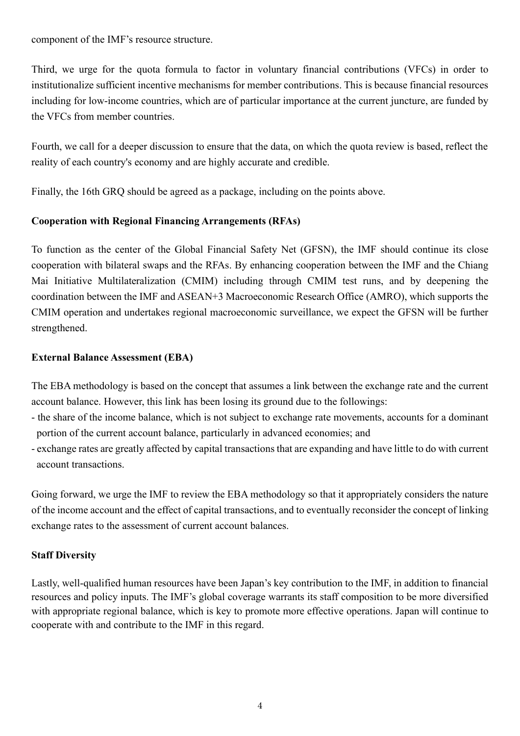component of the IMF's resource structure.

Third, we urge for the quota formula to factor in voluntary financial contributions (VFCs) in order to institutionalize sufficient incentive mechanisms for member contributions. This is because financial resources including for low-income countries, which are of particular importance at the current juncture, are funded by the VFCs from member countries.

Fourth, we call for a deeper discussion to ensure that the data, on which the quota review is based, reflect the reality of each country's economy and are highly accurate and credible.

Finally, the 16th GRQ should be agreed as a package, including on the points above.

**Cooperation with Regional Financing Arrangements (RFAs)**

To function as the center of the Global Financial Safety Net (GFSN), the IMF should continue its close cooperation with bilateral swaps and the RFAs. By enhancing cooperation between the IMF and the Chiang Mai Initiative Multilateralization (CMIM) including through CMIM test runs, and by deepening the coordination between the IMF and ASEAN+3 Macroeconomic Research Office (AMRO), which supports the CMIM operation and undertakes regional macroeconomic surveillance, we expect the GFSN will be further strengthened.

**External Balance Assessment (EBA)**

The EBA methodology is based on the concept that assumes a link between the exchange rate and the current account balance. However, this link has been losing its ground due to the followings:

- the share of the income balance, which is not subject to exchange rate movements, accounts for a dominant portion of the current account balance, particularly in advanced economies; and
- exchange rates are greatly affected by capital transactions that are expanding and have little to do with current account transactions.

Going forward, we urge the IMF to review the EBA methodology so that it appropriately considers the nature of the income account and the effect of capital transactions, and to eventually reconsider the concept of linking exchange rates to the assessment of current account balances.

**Staff Diversity**

Lastly, well-qualified human resources have been Japan's key contribution to the IMF, in addition to financial resources and policy inputs. The IMF's global coverage warrants its staff composition to be more diversified with appropriate regional balance, which is key to promote more effective operations. Japan will continue to cooperate with and contribute to the IMF in this regard.